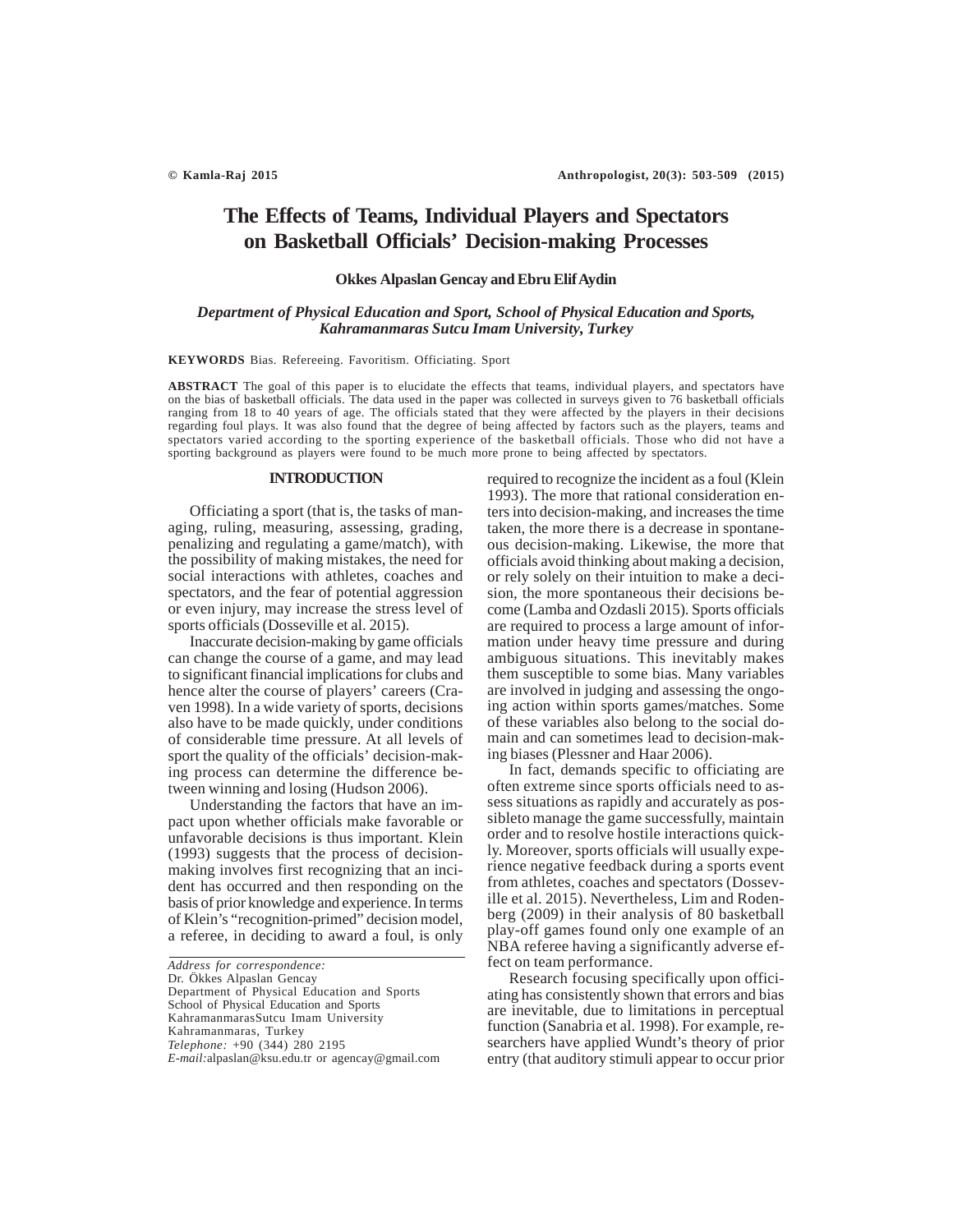# The Effects of Teams, Individual Players and Spectators on Basketball Officials' Decision-making Processes

**Okkes Alpaslan Gencay and Ebru Elif Aydin**

*Department of Physical Education and Sport, School of Physical Education and Sports, Kahramanmaras Sutcu Imam University, Turkey*

**KEYWORDS** Bias. Refereeing. Favoritism. Officiating. Sport

**ABSTRACT** The goal of this paper is to elucidate the effects that teams, individual players, and spectators have on the bias of basketball officials. The data used in the paper was collected in surveys given to 76 basketball officials ranging from 18 to 40 years of age. The officials stated that they were affected by the players in their decisions regarding foul plays. It was also found that the degree of being affected by factors such as the players, teams and spectators varied according to the sporting experience of the basketball officials. Those who did not have a sporting background as players were found to be much more prone to being affected by spectators.

## INTRODUCTION

Officiating a sport (that is, the tasks of managing, ruling, measuring, assessing, grading, penalizing and regulating a game/match), with the possibility of making mistakes, the need for social interactions with athletes, coaches and spectators, and the fear of potential aggression or even injury, may increase the stress level of sports officials (Dosseville et al. 2015).

Inaccurate decision-making by game officials can change the course of a game, and may lead to significant financial implications for clubs and hence alter the course of players' careers (Craven 1998). In a wide variety of sports, decisions also have to be made quickly, under conditions of considerable time pressure. At all levels of sport the quality of the officials' decision-making process can determine the difference between winning and losing (Hudson 2006).

Understanding the factors that have an impact upon whether officials make favorable or unfavorable decisions is thus important. Klein (1993) suggests that the process of decision-making involves first recognizing that an incident has occurred and then responding on the basis of prior knowledge and experience. In terms of Klein's "recognition-primed" decision model, a referee, in deciding to award a foul, is only required to recognize the incident as a foul (Klein 1993). The more that rational consideration enters into decision-making, and increases the time taken, the more there is a decrease in spontaneous decision-making. Likewise, the more that officials avoid thinking about making a decision, or rely solely on their intuition to make a decision, the more spontaneous their decisions become (Lamba and Ozdasli 2015). Sports officials are required to process a large amount of information under heavy time pressure and during ambiguous situations. This inevitably makes them susceptible to some bias. Many variables are involved in judging and assessing the ongoing action within sports games/matches. Some of these variables also belong to the social domain and can sometimes lead to decision-making biases (Plessner and Haar 2006).

In fact, demands specific to officiating are often extreme since sports officials need to assess situations as rapidly and accurately as possibleto manage the game successfully, maintain order and to resolve hostile interactions quickly. Moreover, sports officials will usually experience negative feedback during a sports event from athletes, coaches and spectators (Dosseville et al. 2015). Nevertheless, Lim and Rodenberg (2009) in their analysis of 80 basketball play-off games found only one example of an NBA referee having a significantly adverse effect on team performance.

Research focusing specifically upon officiating has consistently shown that errors and bias are inevitable, due to limitations in perceptual function (Sanabria et al. 1998). For example, researchers have applied Wundt's theory of prior entry (that auditory stimuli appear to occur prior

---

*Address for correspondence:*
Dr. Ökkes Alpaslan Gencay
Department of Physical Education and Sports
School of Physical Education and Sports
KahramanmarasSutcu Imam University
Kahramanmaras, Turkey
*Telephone:* +90 (344) 280 2195
*E-mail:*alpaslan@ksu.edu.tr or agencay@gmail.com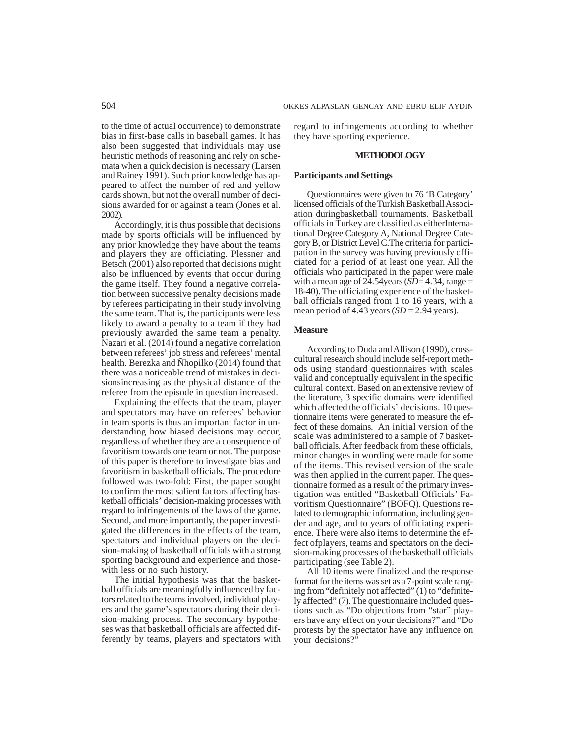to the time of actual occurrence) to demonstrate bias in first-base calls in baseball games. It has also been suggested that individuals may use heuristic methods of reasoning and rely on schemata when a quick decision is necessary (Larsen and Rainey 1991). Such prior knowledge has appeared to affect the number of red and yellow cards shown, but not the overall number of decisions awarded for or against a team (Jones et al. 2002).

Accordingly, it is thus possible that decisions made by sports officials will be influenced by any prior knowledge they have about the teams and players they are officiating. Plessner and Betsch (2001) also reported that decisions might also be influenced by events that occur during the game itself. They found a negative correlation between successive penalty decisions made by referees participating in their study involving the same team. That is, the participants were less likely to award a penalty to a team if they had previously awarded the same team a penalty. Nazari et al. (2014) found a negative correlation between referees' job stress and referees' mental health. Berezka and Ñhopilko (2014) found that there was a noticeable trend of mistakes in decisionsincreasing as the physical distance of the referee from the episode in question increased.

Explaining the effects that the team, player and spectators may have on referees' behavior in team sports is thus an important factor in understanding how biased decisions may occur, regardless of whether they are a consequence of favoritism towards one team or not. The purpose of this paper is therefore to investigate bias and favoritism in basketball officials. The procedure followed was two-fold: First, the paper sought to confirm the most salient factors affecting basketball officials' decision-making processes with regard to infringements of the laws of the game. Second, and more importantly, the paper investigated the differences in the effects of the team, spectators and individual players on the decision-making of basketball officials with a strong sporting background and experience and thosewith less or no such history.

The initial hypothesis was that the basketball officials are meaningfully influenced by factors related to the teams involved, individual players and the game's spectators during their decision-making process. The secondary hypotheses was that basketball officials are affected differently by teams, players and spectators with regard to infringements according to whether they have sporting experience.

## METHODOLOGY

### Participants and Settings

Questionnaires were given to 76 'B Category' licensed officials of the Turkish Basketball Association duringbasketball tournaments. Basketball officials in Turkey are classified as eitherInternational Degree Category A, National Degree Category B, or District Level C.The criteria for participation in the survey was having previously officiated for a period of at least one year. All the officials who participated in the paper were male with a mean age of 24.54years (*SD*= 4.34, range = 18-40). The officiating experience of the basketball officials ranged from 1 to 16 years, with a mean period of 4.43 years (*SD* = 2.94 years).

### Measure

According to Duda and Allison (1990), cross-cultural research should include self-report methods using standard questionnaires with scales valid and conceptually equivalent in the specific cultural context. Based on an extensive review of the literature, 3 specific domains were identified which affected the officials' decisions. 10 questionnaire items were generated to measure the effect of these domains. An initial version of the scale was administered to a sample of 7 basketball officials. After feedback from these officials, minor changes in wording were made for some of the items. This revised version of the scale was then applied in the current paper. The questionnaire formed as a result of the primary investigation was entitled "Basketball Officials' Favoritism Questionnaire" (BOFQ). Questions related to demographic information, including gender and age, and to years of officiating experience. There were also items to determine the effect ofplayers, teams and spectators on the decision-making processes of the basketball officials participating (see Table 2).

All 10 items were finalized and the response format for the items was set as a 7-point scale ranging from "definitely not affected" (1) to "definitely affected" (7). The questionnaire included questions such as "Do objections from "star" players have any effect on your decisions?" and "Do protests by the spectator have any influence on your decisions?"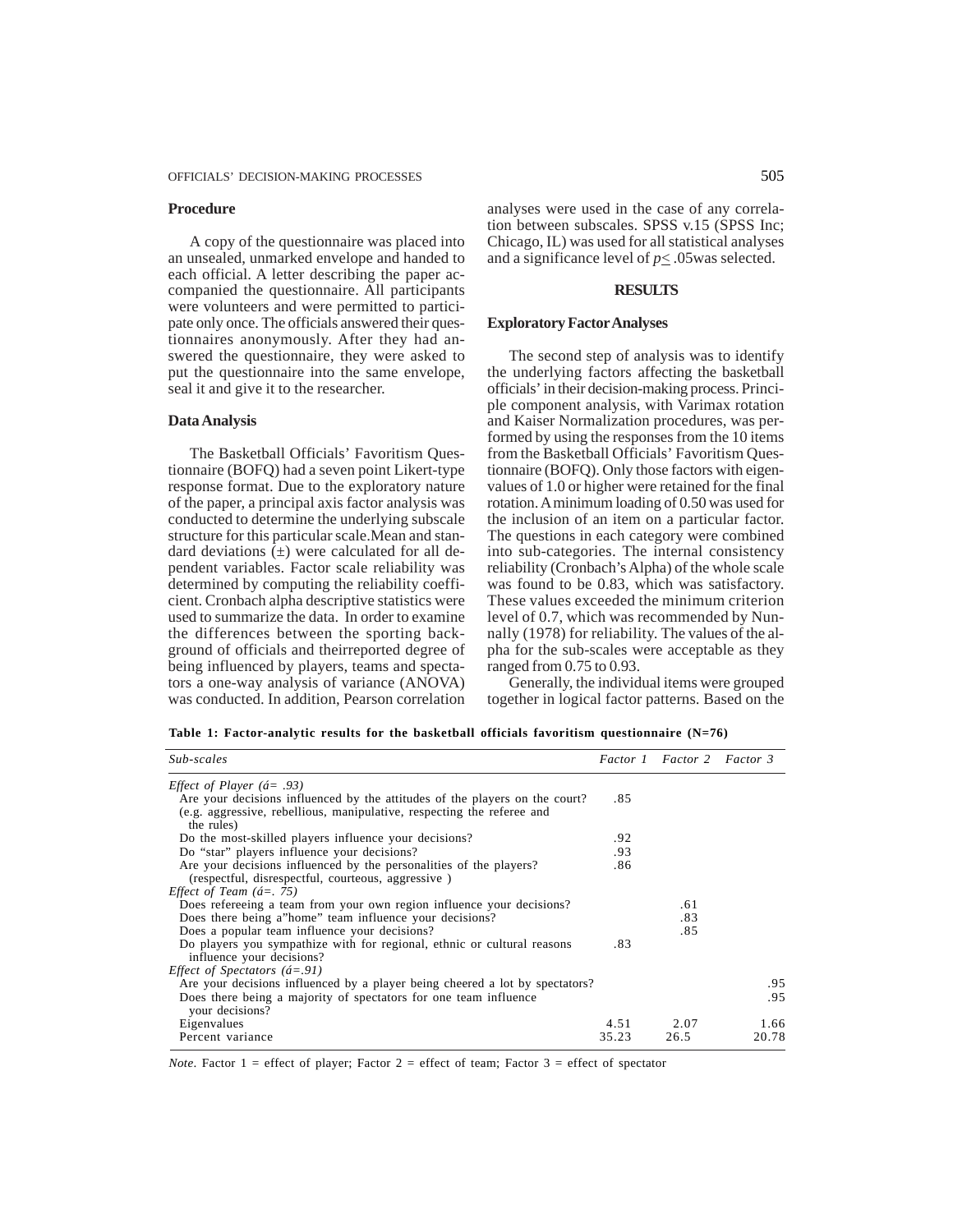### Procedure

A copy of the questionnaire was placed into an unsealed, unmarked envelope and handed to each official. A letter describing the paper accompanied the questionnaire. All participants were volunteers and were permitted to participate only once. The officials answered their questionnaires anonymously. After they had answered the questionnaire, they were asked to put the questionnaire into the same envelope, seal it and give it to the researcher.

### Data Analysis

The Basketball Officials' Favoritism Questionnaire (BOFQ) had a seven point Likert-type response format. Due to the exploratory nature of the paper, a principal axis factor analysis was conducted to determine the underlying subscale structure for this particular scale.Mean and standard deviations (±) were calculated for all dependent variables. Factor scale reliability was determined by computing the reliability coefficient. Cronbach alpha descriptive statistics were used to summarize the data. In order to examine the differences between the sporting background of officials and theirreported degree of being influenced by players, teams and spectators a one-way analysis of variance (ANOVA) was conducted. In addition, Pearson correlation analyses were used in the case of any correlation between subscales. SPSS v.15 (SPSS Inc; Chicago, IL) was used for all statistical analyses and a significance level of $p \leq .05$was selected.

## RESULTS

### Exploratory Factor Analyses

The second step of analysis was to identify the underlying factors affecting the basketball officials' in their decision-making process. Principle component analysis, with Varimax rotation and Kaiser Normalization procedures, was performed by using the responses from the 10 items from the Basketball Officials' Favoritism Questionnaire (BOFQ). Only those factors with eigenvalues of 1.0 or higher were retained for the final rotation. A minimum loading of 0.50 was used for the inclusion of an item on a particular factor. The questions in each category were combined into sub-categories. The internal consistency reliability (Cronbach's Alpha) of the whole scale was found to be 0.83, which was satisfactory. These values exceeded the minimum criterion level of 0.7, which was recommended by Nunnally (1978) for reliability. The values of the alpha for the sub-scales were acceptable as they ranged from 0.75 to 0.93.

Generally, the individual items were grouped together in logical factor patterns. Based on the

**Table 1: Factor-analytic results for the basketball officials favoritism questionnaire (N=76)**

| *Sub-scales* | *Factor 1* | *Factor 2* | *Factor 3* |
|---|---|---|---|
| *Effect of Player (á= .93)* | | | |
| Are your decisions influenced by the attitudes of the players on the court? (e.g. aggressive, rebellious, manipulative, respecting the referee and the rules) | .85 | | |
| Do the most-skilled players influence your decisions? | .92 | | |
| Do "star" players influence your decisions? | .93 | | |
| Are your decisions influenced by the personalities of the players? (respectful, disrespectful, courteous, aggressive ) | .86 | | |
| *Effect of Team (á=. 75)* | | | |
| Does refereeing a team from your own region influence your decisions? | | .61 | |
| Does there being a"home" team influence your decisions? | | .83 | |
| Does a popular team influence your decisions? | | .85 | |
| Do players you sympathize with for regional, ethnic or cultural reasons influence your decisions? | .83 | | |
| *Effect of Spectators (á=.91)* | | | |
| Are your decisions influenced by a player being cheered a lot by spectators? | | | .95 |
| Does there being a majority of spectators for one team influence your decisions? | | | .95 |
| Eigenvalues | 4.51 | 2.07 | 1.66 |
| Percent variance | 35.23 | 26.5 | 20.78 |

*Note*. Factor 1 = effect of player; Factor 2 = effect of team; Factor 3 = effect of spectator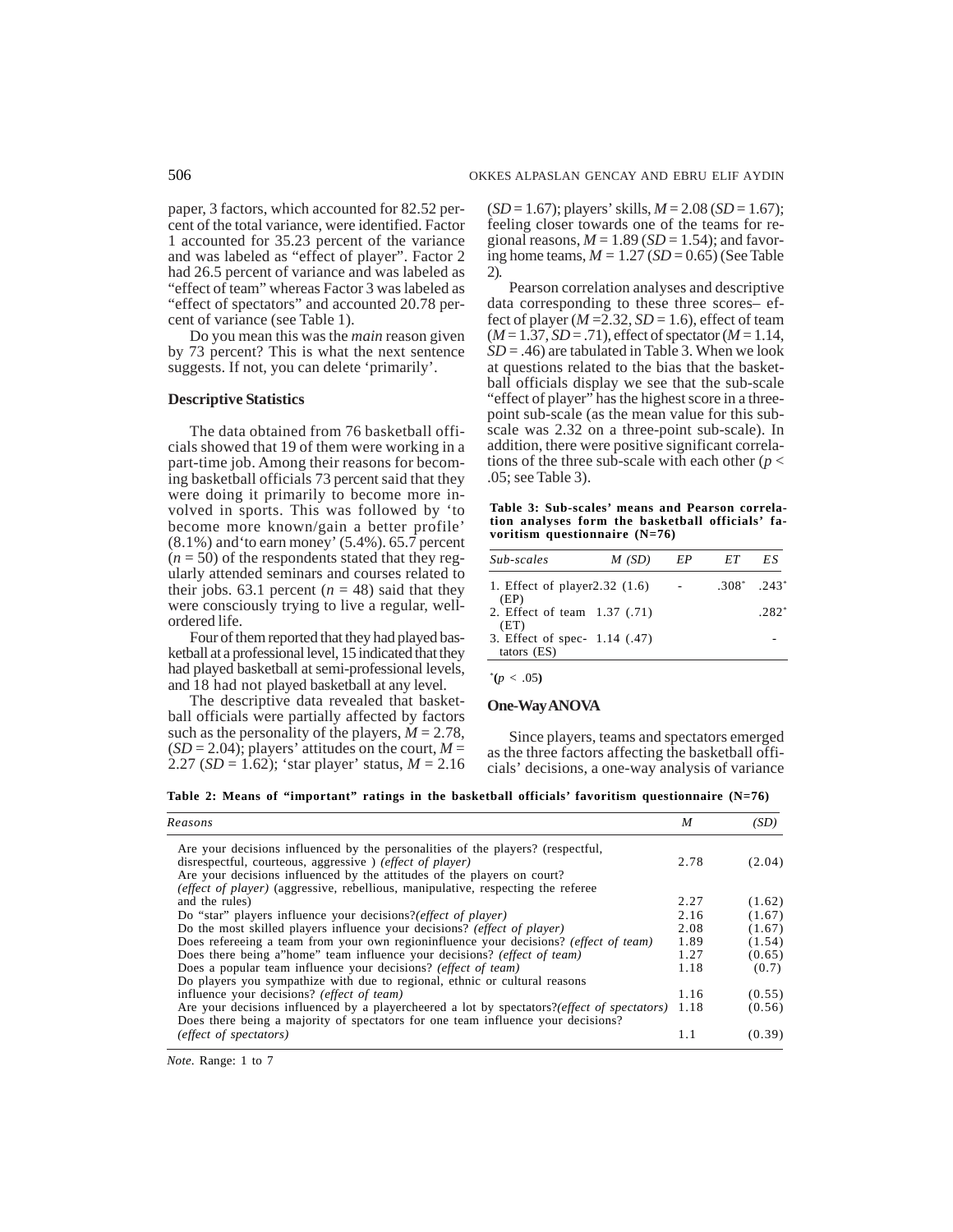paper, 3 factors, which accounted for 82.52 percent of the total variance, were identified. Factor 1 accounted for 35.23 percent of the variance and was labeled as "effect of player". Factor 2 had 26.5 percent of variance and was labeled as "effect of team" whereas Factor 3 was labeled as "effect of spectators" and accounted 20.78 percent of variance (see Table 1).

Do you mean this was the *main* reason given by 73 percent? This is what the next sentence suggests. If not, you can delete 'primarily'.

### Descriptive Statistics

The data obtained from 76 basketball officials showed that 19 of them were working in a part-time job. Among their reasons for becoming basketball officials 73 percent said that they were doing it primarily to become more involved in sports. This was followed by 'to become more known/gain a better profile' (8.1%) and 'to earn money' (5.4%). 65.7 percent ($n = 50$) of the respondents stated that they regularly attended seminars and courses related to their jobs. 63.1 percent ($n = 48$) said that they were consciously trying to live a regular, well-ordered life.

Four of them reported that they had played basketball at a professional level, 15 indicated that they had played basketball at semi-professional levels, and 18 had not played basketball at any level.

The descriptive data revealed that basketball officials were partially affected by factors such as the personality of the players, $M = 2.78$, ($SD = 2.04$); players' attitudes on the court, $M = 2.27$ ($SD = 1.62$); 'star player' status, $M = 2.16$ ($SD = 1.67$); players' skills, $M = 2.08$ ($SD = 1.67$); feeling closer towards one of the teams for regional reasons, $M = 1.89$ ($SD = 1.54$); and favoring home teams, $M = 1.27$ ($SD = 0.65$) (See Table 2).

Pearson correlation analyses and descriptive data corresponding to these three scores– effect of player ($M = 2.32$, $SD = 1.6$), effect of team ($M = 1.37$, $SD = .71$), effect of spectator ($M = 1.14$, $SD = .46$) are tabulated in Table 3. When we look at questions related to the bias that the basketball officials display we see that the sub-scale "effect of player" has the highest score in a three-point sub-scale (as the mean value for this sub-scale was 2.32 on a three-point sub-scale). In addition, there were positive significant correlations of the three sub-scale with each other ($p < .05$; see Table 3).

**Table 3: Sub-scales' means and Pearson correlation analyses form the basketball officials' favoritism questionnaire (N=76)**

| *Sub-scales* | *M (SD)* | *EP* | *ET* | *ES* |
|---|---|---|---|---|
| 1. Effect of player (EP) | 2.32 (1.6) | - | .308* | .243* |
| 2. Effect of team (ET) | 1.37 (.71) | | | .282* |
| 3. Effect of spectators (ES) | 1.14 (.47) | | | - |

*($p < .05$)

### One-Way ANOVA

Since players, teams and spectators emerged as the three factors affecting the basketball officials' decisions, a one-way analysis of variance

**Table 2: Means of "important" ratings in the basketball officials' favoritism questionnaire (N=76)**

| *Reasons* | *M* | *(SD)* |
|---|---|---|
| Are your decisions influenced by the personalities of the players? (respectful, disrespectful, courteous, aggressive ) *(effect of player)* | 2.78 | (2.04) |
| Are your decisions influenced by the attitudes of the players on court? *(effect of player)* (aggressive, rebellious, manipulative, respecting the referee and the rules) | 2.27 | (1.62) |
| Do "star" players influence your decisions?*(effect of player)* | 2.16 | (1.67) |
| Do the most skilled players influence your decisions? *(effect of player)* | 2.08 | (1.67) |
| Does refereeing a team from your own regioninfluence your decisions? *(effect of team)* | 1.89 | (1.54) |
| Does there being a"home" team influence your decisions? *(effect of team)* | 1.27 | (0.65) |
| Does a popular team influence your decisions? *(effect of team)* | 1.18 | (0.7) |
| Do players you sympathize with due to regional, ethnic or cultural reasons influence your decisions? *(effect of team)* | 1.16 | (0.55) |
| Are your decisions influenced by a playercheered a lot by spectators?*(effect of spectators)* | 1.18 | (0.56) |
| Does there being a majority of spectators for one team influence your decisions? *(effect of spectators)* | 1.1 | (0.39) |

*Note.* Range: 1 to 7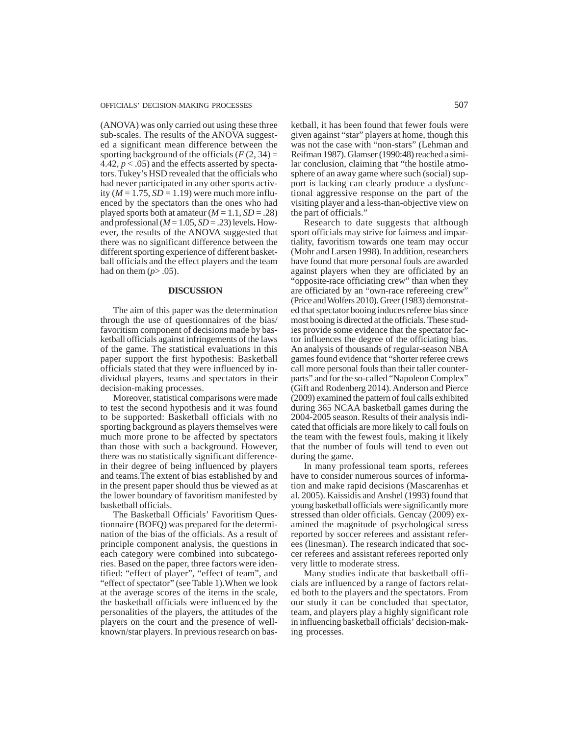(ANOVA) was only carried out using these three sub-scales. The results of the ANOVA suggested a significant mean difference between the sporting background of the officials ($F$ (2, 34) = 4.42, $p < .05$) and the effects asserted by spectators. Tukey's HSD revealed that the officials who had never participated in any other sports activity ($M = 1.75$, $SD = 1.19$) were much more influenced by the spectators than the ones who had played sports both at amateur ($M = 1.1$, $SD = .28$) and professional ($M = 1.05$, $SD = .23$) levels**.** However, the results of the ANOVA suggested that there was no significant difference between the different sporting experience of different basketball officials and the effect players and the team had on them ($p > .05$).

## DISCUSSION

The aim of this paper was the determination through the use of questionnaires of the bias/ favoritism component of decisions made by basketball officials against infringements of the laws of the game. The statistical evaluations in this paper support the first hypothesis: Basketball officials stated that they were influenced by individual players, teams and spectators in their decision-making processes.

Moreover, statistical comparisons were made to test the second hypothesis and it was found to be supported: Basketball officials with no sporting background as players themselves were much more prone to be affected by spectators than those with such a background. However, there was no statistically significant differencein their degree of being influenced by players and teams.The extent of bias established by and in the present paper should thus be viewed as at the lower boundary of favoritism manifested by basketball officials.

The Basketball Officials' Favoritism Questionnaire (BOFQ) was prepared for the determination of the bias of the officials. As a result of principle component analysis, the questions in each category were combined into subcategories. Based on the paper, three factors were identified: "effect of player", "effect of team", and "effect of spectator" (see Table 1).When we look at the average scores of the items in the scale, the basketball officials were influenced by the personalities of the players, the attitudes of the players on the court and the presence of well-known/star players. In previous research on basketball, it has been found that fewer fouls were given against "star" players at home, though this was not the case with "non-stars" (Lehman and Reifman 1987). Glamser (1990:48) reached a similar conclusion, claiming that "the hostile atmosphere of an away game where such (social) support is lacking can clearly produce a dysfunctional aggressive response on the part of the visiting player and a less-than-objective view on the part of officials."

Research to date suggests that although sport officials may strive for fairness and impartiality, favoritism towards one team may occur (Mohr and Larsen 1998). In addition, researchers have found that more personal fouls are awarded against players when they are officiated by an "opposite-race officiating crew" than when they are officiated by an "own-race refereeing crew" (Price and Wolfers 2010). Greer (1983) demonstrated that spectator booing induces referee bias since most booing is directed at the officials. These studies provide some evidence that the spectator factor influences the degree of the officiating bias. An analysis of thousands of regular-season NBA games found evidence that "shorter referee crews call more personal fouls than their taller counterparts" and for the so-called "Napoleon Complex" (Gift and Rodenberg 2014). Anderson and Pierce (2009) examined the pattern of foul calls exhibited during 365 NCAA basketball games during the 2004-2005 season. Results of their analysis indicated that officials are more likely to call fouls on the team with the fewest fouls, making it likely that the number of fouls will tend to even out during the game.

In many professional team sports, referees have to consider numerous sources of information and make rapid decisions (Mascarenhas et al. 2005). Kaissidis and Anshel (1993) found that young basketball officials were significantly more stressed than older officials. Gencay (2009) examined the magnitude of psychological stress reported by soccer referees and assistant referees (linesman). The research indicated that soccer referees and assistant referees reported only very little to moderate stress.

Many studies indicate that basketball officials are influenced by a range of factors related both to the players and the spectators. From our study it can be concluded that spectator, team, and players play a highly significant role in influencing basketball officials' decision-making processes.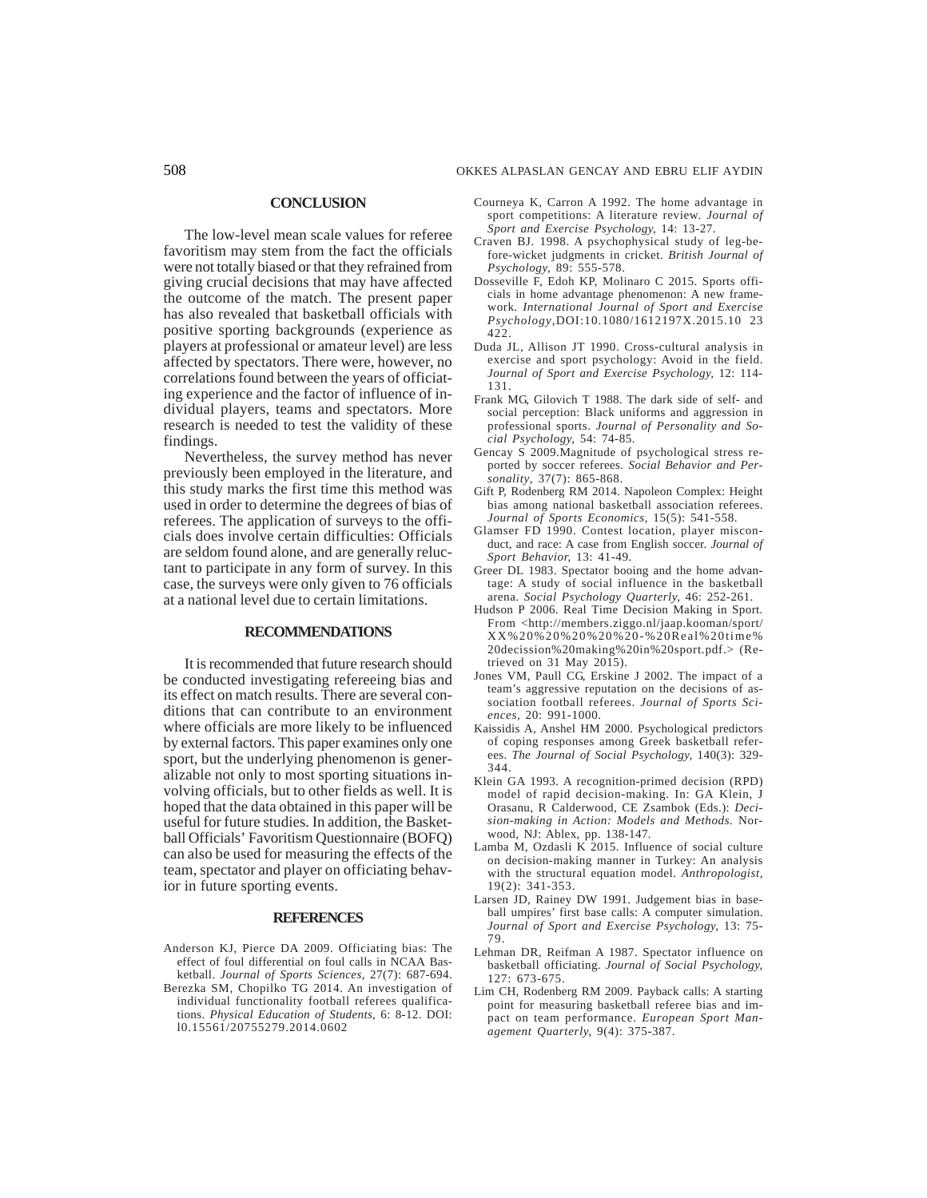## CONCLUSION

The low-level mean scale values for referee favoritism may stem from the fact the officials were not totally biased or that they refrained from giving crucial decisions that may have affected the outcome of the match. The present paper has also revealed that basketball officials with positive sporting backgrounds (experience as players at professional or amateur level) are less affected by spectators. There were, however, no correlations found between the years of officiating experience and the factor of influence of individual players, teams and spectators. More research is needed to test the validity of these findings.

Nevertheless, the survey method has never previously been employed in the literature, and this study marks the first time this method was used in order to determine the degrees of bias of referees. The application of surveys to the officials does involve certain difficulties: Officials are seldom found alone, and are generally reluctant to participate in any form of survey. In this case, the surveys were only given to 76 officials at a national level due to certain limitations.

## RECOMMENDATIONS

It is recommended that future research should be conducted investigating refereeing bias and its effect on match results. There are several conditions that can contribute to an environment where officials are more likely to be influenced by external factors. This paper examines only one sport, but the underlying phenomenon is generalizable not only to most sporting situations involving officials, but to other fields as well. It is hoped that the data obtained in this paper will be useful for future studies. In addition, the Basketball Officials' Favoritism Questionnaire (BOFQ) can also be used for measuring the effects of the team, spectator and player on officiating behavior in future sporting events.

## REFERENCES

Anderson KJ, Pierce DA 2009. Officiating bias: The effect of foul differential on foul calls in NCAA Basketball. *Journal of Sports Sciences*, 27(7): 687-694.

Berezka SM, Chopilko TG 2014. An investigation of individual functionality football referees qualifications. *Physical Education of Students*, 6: 8-12. DOI: l0.15561/20755279.2014.0602

Courneya K, Carron A 1992. The home advantage in sport competitions: A literature review. *Journal of Sport and Exercise Psychology,* 14: 13-27.

Craven BJ. 1998. A psychophysical study of leg-before-wicket judgments in cricket. *British Journal of Psychology,* 89: 555-578.

Dosseville F, Edoh KP, Molinaro C 2015. Sports officials in home advantage phenomenon: A new framework. *International Journal of Sport and Exercise Psychology*,DOI:10.1080/1612197X.2015.10 23 422.

Duda JL, Allison JT 1990. Cross-cultural analysis in exercise and sport psychology: Avoid in the field. *Journal of Sport and Exercise Psychology,* 12: 114-131.

Frank MG, Gilovich T 1988. The dark side of self- and social perception: Black uniforms and aggression in professional sports. *Journal of Personality and Social Psychology,* 54: 74-85.

Gencay S 2009.Magnitude of psychological stress reported by soccer referees. *Social Behavior and Personality,* 37(7): 865-868.

Gift P, Rodenberg RM 2014. Napoleon Complex: Height bias among national basketball association referees. *Journal of Sports Economics,* 15(5): 541-558.

Glamser FD 1990. Contest location, player misconduct, and race: A case from English soccer. *Journal of Sport Behavior,* 13: 41-49.

Greer DL 1983. Spectator booing and the home advantage: A study of social influence in the basketball arena. *Social Psychology Quarterly,* 46: 252-261.

Hudson P 2006. Real Time Decision Making in Sport. From <http://members.ziggo.nl/jaap.kooman/sport/XX%20%20%20%20%20-%20Real%20time%20decission%20making%20in%20sport.pdf.> (Retrieved on 31 May 2015).

Jones VM, Paull CG, Erskine J 2002. The impact of a team's aggressive reputation on the decisions of association football referees. *Journal of Sports Sciences,* 20: 991-1000.

Kaissidis A, Anshel HM 2000. Psychological predictors of coping responses among Greek basketball referees. *The Journal of Social Psychology,* 140(3): 329-344.

Klein GA 1993. A recognition-primed decision (RPD) model of rapid decision-making. In: GA Klein, J Orasanu, R Calderwood, CE Zsambok (Eds.): *Decision-making in Action: Models and Methods.* Norwood, NJ: Ablex, pp. 138-147.

Lamba M, Ozdasli K 2015. Influence of social culture on decision-making manner in Turkey: An analysis with the structural equation model. *Anthropologist,* 19(2): 341-353.

Larsen JD, Rainey DW 1991. Judgement bias in baseball umpires' first base calls: A computer simulation. *Journal of Sport and Exercise Psychology,* 13: 75-79.

Lehman DR, Reifman A 1987. Spectator influence on basketball officiating. *Journal of Social Psychology,* 127: 673-675.

Lim CH, Rodenberg RM 2009. Payback calls: A starting point for measuring basketball referee bias and impact on team performance. *European Sport Management Quarterly,* 9(4): 375-387.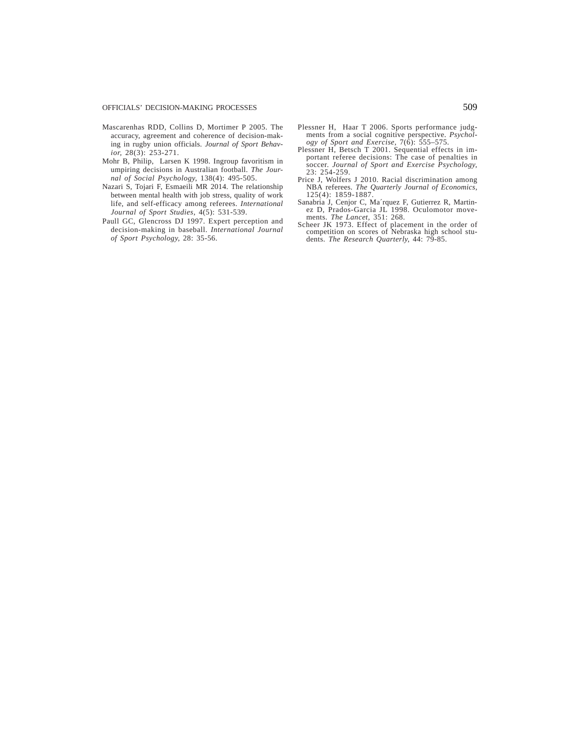Mascarenhas RDD, Collins D, Mortimer P 2005. The accuracy, agreement and coherence of decision-making in rugby union officials. *Journal of Sport Behavior,* 28(3): 253-271.

Mohr B, Philip, Larsen K 1998. Ingroup favoritism in umpiring decisions in Australian football. *The Journal of Social Psychology,* 138(4): 495-505.

Nazari S, Tojari F, Esmaeili MR 2014. The relationship between mental health with job stress, quality of work life, and self-efficacy among referees. *International Journal of Sport Studies,* 4(5): 531-539.

Paull GC, Glencross DJ 1997. Expert perception and decision-making in baseball. *International Journal of Sport Psychology,* 28: 35-56.

Plessner H, Haar T 2006. Sports performance judgments from a social cognitive perspective. *Psychology of Sport and Exercise,* 7(6): 555–575.

Plessner H, Betsch T 2001. Sequential effects in important referee decisions: The case of penalties in soccer. *Journal of Sport and Exercise Psychology,* 23: 254-259.

Price J, Wolfers J 2010. Racial discrimination among NBA referees. *The Quarterly Journal of Economics,* 125(4): 1859-1887.

Sanabria J, Cenjor C, Ma´rquez F, Gutierrez R, Martinez D, Prados-Garcia JL 1998. Oculomotor movements. *The Lancet,* 351: 268.

Scheer JK 1973. Effect of placement in the order of competition on scores of Nebraska high school students. *The Research Quarterly,* 44: 79-85.